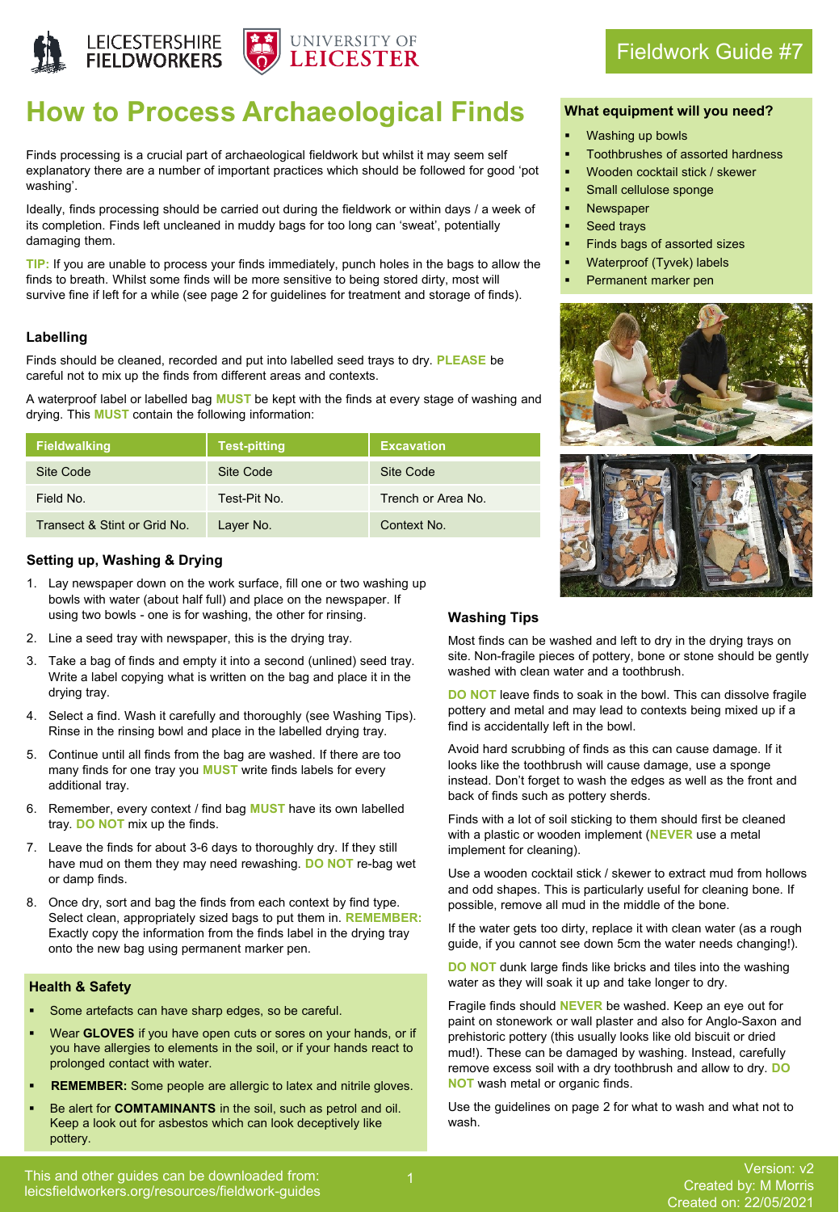Fieldwork Guide #7

# How to Process Archaeological Finds

Finds processing is a crucial part of archaeological fieldwork but whilst it may seem self explanatory there are a number of important practices which should be followed for good 'pot washing'.

Ideally, finds processing should be carried out during the fieldwork or within days / a week of its completion. Finds left uncleaned in muddy bags for too long can 'sweat', potentially damaging them.

**TIP:** If you are unable to process your finds immediately, punch holes in the bags to allow the finds to breath. Whilst some finds will be more sensitive to being stored dirty, most will survive fine if left for a while (see page 2 for guidelines for treatment and storage of finds).

### What equipment will you need?

- Washing up bowls
- Toothbrushes of assorted hardness
- Wooden cocktail stick / skewer
- Small cellulose sponge
- Newspaper
- Seed trays
- Finds bags of assorted sizes
- Waterproof (Tyvek) labels
- Permanent marker pen

## Labelling

Finds should be cleaned, recorded and put into labelled seed trays to dry. **PLEASE** be careful not to mix up the finds from different areas and contexts.

A waterproof label or labelled bag **MUST** be kept with the finds at every stage of washing and drying. This **MUST** contain the following information:

| Fieldwalking | Test-pitting | Excavation |
| --- | --- | --- |
| Site Code | Site Code | Site Code |
| Field No. | Test-Pit No. | Trench or Area No. |
| Transect & Stint or Grid No. | Layer No. | Context No. |

## Setting up, Washing & Drying

1. Lay newspaper down on the work surface, fill one or two washing up bowls with water (about half full) and place on the newspaper. If using two bowls - one is for washing, the other for rinsing.
2. Line a seed tray with newspaper, this is the drying tray.
3. Take a bag of finds and empty it into a second (unlined) seed tray. Write a label copying what is written on the bag and place it in the drying tray.
4. Select a find. Wash it carefully and thoroughly (see Washing Tips). Rinse in the rinsing bowl and place in the labelled drying tray.
5. Continue until all finds from the bag are washed. If there are too many finds for one tray you **MUST** write finds labels for every additional tray.
6. Remember, every context / find bag **MUST** have its own labelled tray. **DO NOT** mix up the finds.
7. Leave the finds for about 3-6 days to thoroughly dry. If they still have mud on them they may need rewashing. **DO NOT** re-bag wet or damp finds.
8. Once dry, sort and bag the finds from each context by find type. Select clean, appropriately sized bags to put them in. **REMEMBER:** Exactly copy the information from the finds label in the drying tray onto the new bag using permanent marker pen.

## Health & Safety

- Some artefacts can have sharp edges, so be careful.
- Wear **GLOVES** if you have open cuts or sores on your hands, or if you have allergies to elements in the soil, or if your hands react to prolonged contact with water.
- **REMEMBER:** Some people are allergic to latex and nitrile gloves.
- Be alert for **COMTAMINANTS** in the soil, such as petrol and oil. Keep a look out for asbestos which can look deceptively like pottery.

## Washing Tips

Most finds can be washed and left to dry in the drying trays on site. Non-fragile pieces of pottery, bone or stone should be gently washed with clean water and a toothbrush.

**DO NOT** leave finds to soak in the bowl. This can dissolve fragile pottery and metal and may lead to contexts being mixed up if a find is accidentally left in the bowl.

Avoid hard scrubbing of finds as this can cause damage. If it looks like the toothbrush will cause damage, use a sponge instead. Don't forget to wash the edges as well as the front and back of finds such as pottery sherds.

Finds with a lot of soil sticking to them should first be cleaned with a plastic or wooden implement (**NEVER** use a metal implement for cleaning).

Use a wooden cocktail stick / skewer to extract mud from hollows and odd shapes. This is particularly useful for cleaning bone. If possible, remove all mud in the middle of the bone.

If the water gets too dirty, replace it with clean water (as a rough guide, if you cannot see down 5cm the water needs changing!).

**DO NOT** dunk large finds like bricks and tiles into the washing water as they will soak it up and take longer to dry.

Fragile finds should **NEVER** be washed. Keep an eye out for paint on stonework or wall plaster and also for Anglo-Saxon and prehistoric pottery (this usually looks like old biscuit or dried mud!). These can be damaged by washing. Instead, carefully remove excess soil with a dry toothbrush and allow to dry. **DO NOT** wash metal or organic finds.

Use the guidelines on page 2 for what to wash and what not to wash.

This and other guides can be downloaded from: leicsfieldworkers.org/resources/fieldwork-guides

Version: v2
Created by: M Morris
Created on: 22/05/2021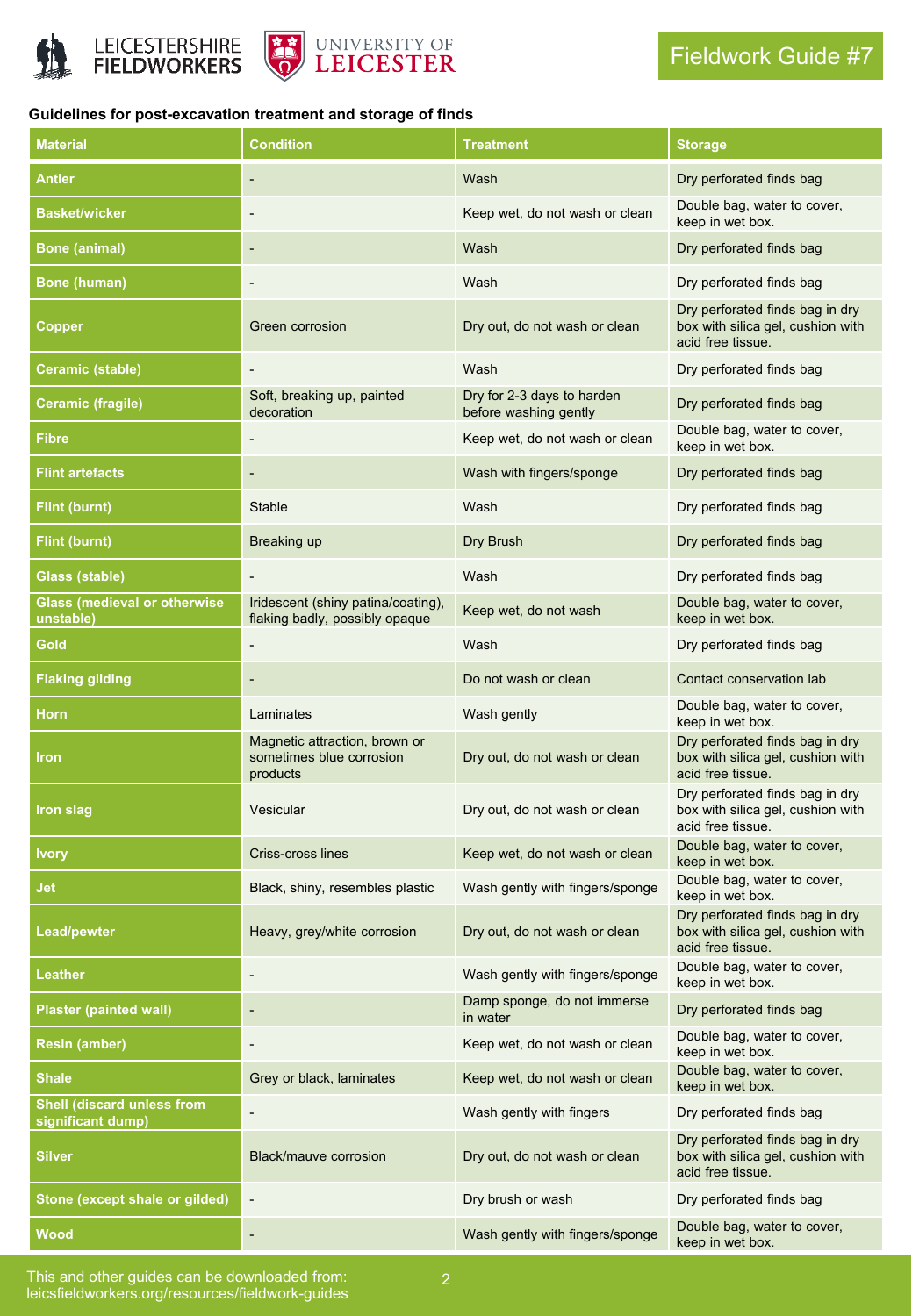LEICESTERSHIRE FIELDWORKERS

UNIVERSITY OF LEICESTER

Fieldwork Guide #7

**Guidelines for post-excavation treatment and storage of finds**

| Material | Condition | Treatment | Storage |
|---|---|---|---|
| Antler | - | Wash | Dry perforated finds bag |
| Basket/wicker | - | Keep wet, do not wash or clean | Double bag, water to cover, keep in wet box. |
| Bone (animal) | - | Wash | Dry perforated finds bag |
| Bone (human) | - | Wash | Dry perforated finds bag |
| Copper | Green corrosion | Dry out, do not wash or clean | Dry perforated finds bag in dry box with silica gel, cushion with acid free tissue. |
| Ceramic (stable) | - | Wash | Dry perforated finds bag |
| Ceramic (fragile) | Soft, breaking up, painted decoration | Dry for 2-3 days to harden before washing gently | Dry perforated finds bag |
| Fibre | - | Keep wet, do not wash or clean | Double bag, water to cover, keep in wet box. |
| Flint artefacts | - | Wash with fingers/sponge | Dry perforated finds bag |
| Flint (burnt) | Stable | Wash | Dry perforated finds bag |
| Flint (burnt) | Breaking up | Dry Brush | Dry perforated finds bag |
| Glass (stable) | - | Wash | Dry perforated finds bag |
| Glass (medieval or otherwise unstable) | Iridescent (shiny patina/coating), flaking badly, possibly opaque | Keep wet, do not wash | Double bag, water to cover, keep in wet box. |
| Gold | - | Wash | Dry perforated finds bag |
| Flaking gilding | - | Do not wash or clean | Contact conservation lab |
| Horn | Laminates | Wash gently | Double bag, water to cover, keep in wet box. |
| Iron | Magnetic attraction, brown or sometimes blue corrosion products | Dry out, do not wash or clean | Dry perforated finds bag in dry box with silica gel, cushion with acid free tissue. |
| Iron slag | Vesicular | Dry out, do not wash or clean | Dry perforated finds bag in dry box with silica gel, cushion with acid free tissue. |
| Ivory | Criss-cross lines | Keep wet, do not wash or clean | Double bag, water to cover, keep in wet box. |
| Jet | Black, shiny, resembles plastic | Wash gently with fingers/sponge | Double bag, water to cover, keep in wet box. |
| Lead/pewter | Heavy, grey/white corrosion | Dry out, do not wash or clean | Dry perforated finds bag in dry box with silica gel, cushion with acid free tissue. |
| Leather | - | Wash gently with fingers/sponge | Double bag, water to cover, keep in wet box. |
| Plaster (painted wall) | - | Damp sponge, do not immerse in water | Dry perforated finds bag |
| Resin (amber) | - | Keep wet, do not wash or clean | Double bag, water to cover, keep in wet box. |
| Shale | Grey or black, laminates | Keep wet, do not wash or clean | Double bag, water to cover, keep in wet box. |
| Shell (discard unless from significant dump) | - | Wash gently with fingers | Dry perforated finds bag |
| Silver | Black/mauve corrosion | Dry out, do not wash or clean | Dry perforated finds bag in dry box with silica gel, cushion with acid free tissue. |
| Stone (except shale or gilded) | - | Dry brush or wash | Dry perforated finds bag |
| Wood | - | Wash gently with fingers/sponge | Double bag, water to cover, keep in wet box. |

This and other guides can be downloaded from:
leicsfieldworkers.org/resources/fieldwork-guides